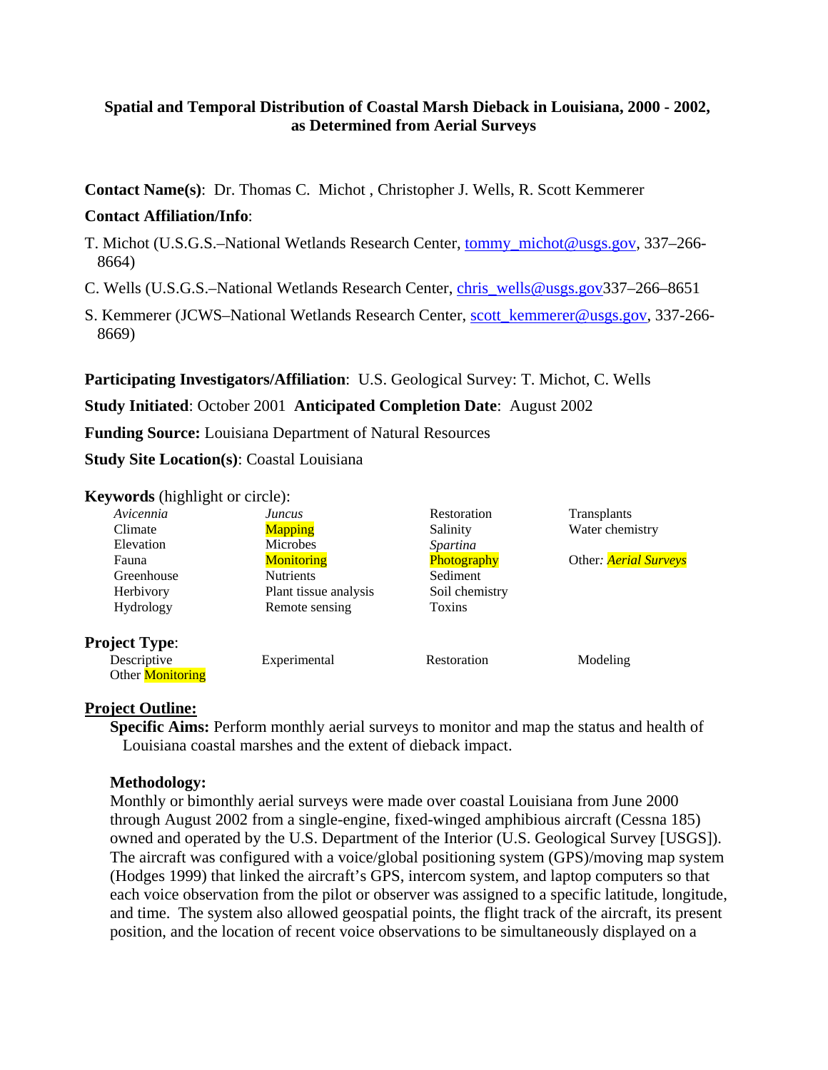**Spatial and Temporal Distribution of Coastal Marsh Dieback in Louisiana, 2000 - 2002, as Determined from Aerial Surveys**

**Contact Name(s)**: Dr. Thomas C. Michot , Christopher J. Wells, R. Scott Kemmerer

**Contact Affiliation/Info**:

T. Michot (U.S.G.S.–National Wetlands Research Center, tommy_michot@usgs.gov, 337–266-8664)

C. Wells (U.S.G.S.–National Wetlands Research Center, chris_wells@usgs.gov337–266–8651

S. Kemmerer (JCWS–National Wetlands Research Center, scott_kemmerer@usgs.gov, 337-266-8669)

**Participating Investigators/Affiliation**: U.S. Geological Survey: T. Michot, C. Wells

**Study Initiated**: October 2001 **Anticipated Completion Date**: August 2002

**Funding Source:** Louisiana Department of Natural Resources

**Study Site Location(s)**: Coastal Louisiana

**Keywords** (highlight or circle):

| | | | |
|---|---|---|---|
| *Avicennia* | *Juncus* | Restoration | Transplants |
| Climate | Mapping | Salinity | Water chemistry |
| Elevation | Microbes | *Spartina* | |
| Fauna | Monitoring | Photography | Other: *Aerial Surveys* |
| Greenhouse | Nutrients | Sediment | |
| Herbivory | Plant tissue analysis | Soil chemistry | |
| Hydrology | Remote sensing | Toxins | |

**Project Type**:

| | | | |
|---|---|---|---|
| Descriptive | Experimental | Restoration | Modeling |
| Other Monitoring | | | |

## Project Outline:

**Specific Aims:** Perform monthly aerial surveys to monitor and map the status and health of Louisiana coastal marshes and the extent of dieback impact.

**Methodology:**

Monthly or bimonthly aerial surveys were made over coastal Louisiana from June 2000 through August 2002 from a single-engine, fixed-winged amphibious aircraft (Cessna 185) owned and operated by the U.S. Department of the Interior (U.S. Geological Survey [USGS]). The aircraft was configured with a voice/global positioning system (GPS)/moving map system (Hodges 1999) that linked the aircraft's GPS, intercom system, and laptop computers so that each voice observation from the pilot or observer was assigned to a specific latitude, longitude, and time. The system also allowed geospatial points, the flight track of the aircraft, its present position, and the location of recent voice observations to be simultaneously displayed on a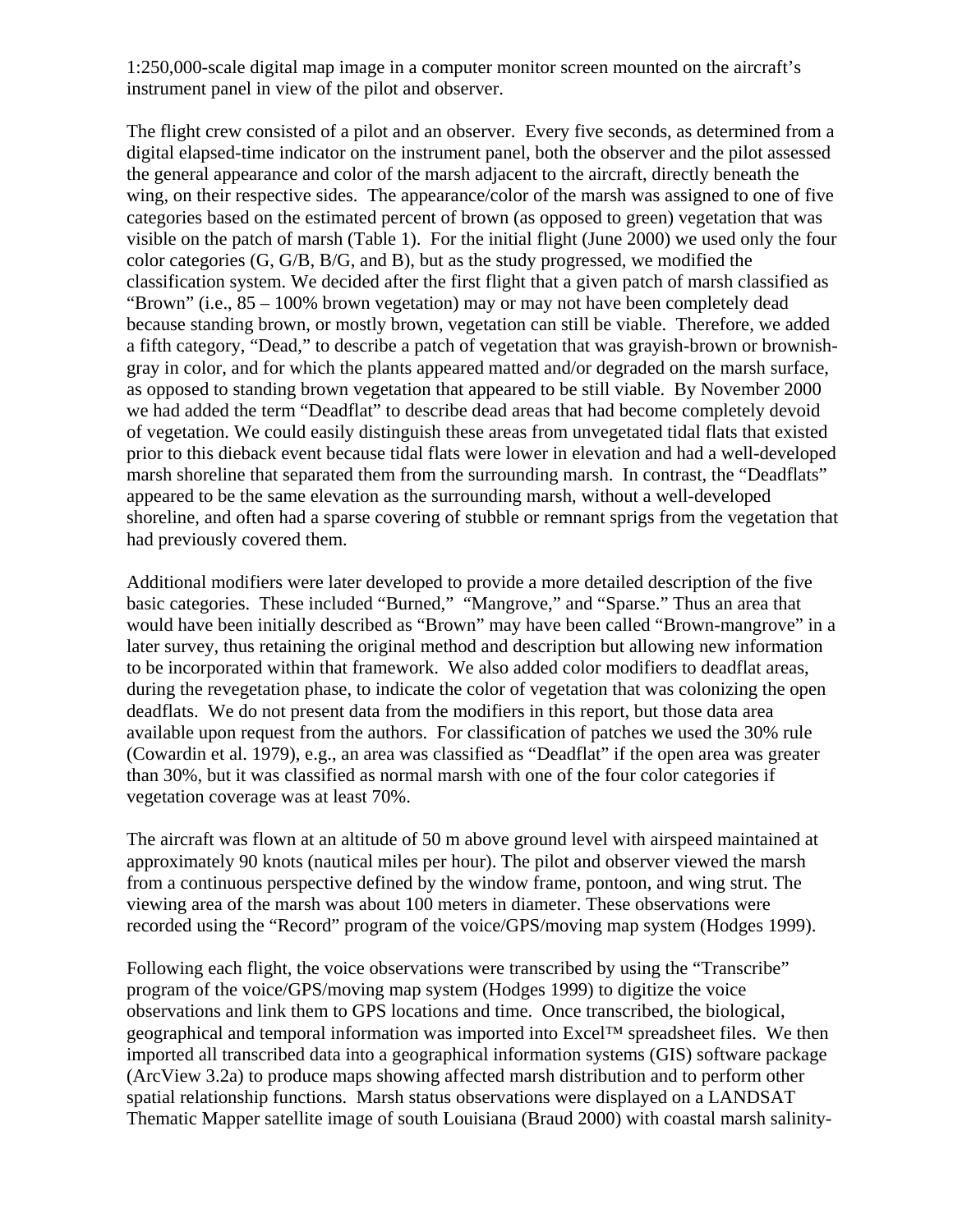1:250,000-scale digital map image in a computer monitor screen mounted on the aircraft's instrument panel in view of the pilot and observer.

The flight crew consisted of a pilot and an observer. Every five seconds, as determined from a digital elapsed-time indicator on the instrument panel, both the observer and the pilot assessed the general appearance and color of the marsh adjacent to the aircraft, directly beneath the wing, on their respective sides. The appearance/color of the marsh was assigned to one of five categories based on the estimated percent of brown (as opposed to green) vegetation that was visible on the patch of marsh (Table 1). For the initial flight (June 2000) we used only the four color categories (G, G/B, B/G, and B), but as the study progressed, we modified the classification system. We decided after the first flight that a given patch of marsh classified as "Brown" (i.e., 85 – 100% brown vegetation) may or may not have been completely dead because standing brown, or mostly brown, vegetation can still be viable. Therefore, we added a fifth category, "Dead," to describe a patch of vegetation that was grayish-brown or brownish-gray in color, and for which the plants appeared matted and/or degraded on the marsh surface, as opposed to standing brown vegetation that appeared to be still viable. By November 2000 we had added the term "Deadflat" to describe dead areas that had become completely devoid of vegetation. We could easily distinguish these areas from unvegetated tidal flats that existed prior to this dieback event because tidal flats were lower in elevation and had a well-developed marsh shoreline that separated them from the surrounding marsh. In contrast, the "Deadflats" appeared to be the same elevation as the surrounding marsh, without a well-developed shoreline, and often had a sparse covering of stubble or remnant sprigs from the vegetation that had previously covered them.

Additional modifiers were later developed to provide a more detailed description of the five basic categories. These included "Burned," "Mangrove," and "Sparse." Thus an area that would have been initially described as "Brown" may have been called "Brown-mangrove" in a later survey, thus retaining the original method and description but allowing new information to be incorporated within that framework. We also added color modifiers to deadflat areas, during the revegetation phase, to indicate the color of vegetation that was colonizing the open deadflats. We do not present data from the modifiers in this report, but those data area available upon request from the authors. For classification of patches we used the 30% rule (Cowardin et al. 1979), e.g., an area was classified as "Deadflat" if the open area was greater than 30%, but it was classified as normal marsh with one of the four color categories if vegetation coverage was at least 70%.

The aircraft was flown at an altitude of 50 m above ground level with airspeed maintained at approximately 90 knots (nautical miles per hour). The pilot and observer viewed the marsh from a continuous perspective defined by the window frame, pontoon, and wing strut. The viewing area of the marsh was about 100 meters in diameter. These observations were recorded using the "Record" program of the voice/GPS/moving map system (Hodges 1999).

Following each flight, the voice observations were transcribed by using the "Transcribe" program of the voice/GPS/moving map system (Hodges 1999) to digitize the voice observations and link them to GPS locations and time. Once transcribed, the biological, geographical and temporal information was imported into Excel™ spreadsheet files. We then imported all transcribed data into a geographical information systems (GIS) software package (ArcView 3.2a) to produce maps showing affected marsh distribution and to perform other spatial relationship functions. Marsh status observations were displayed on a LANDSAT Thematic Mapper satellite image of south Louisiana (Braud 2000) with coastal marsh salinity-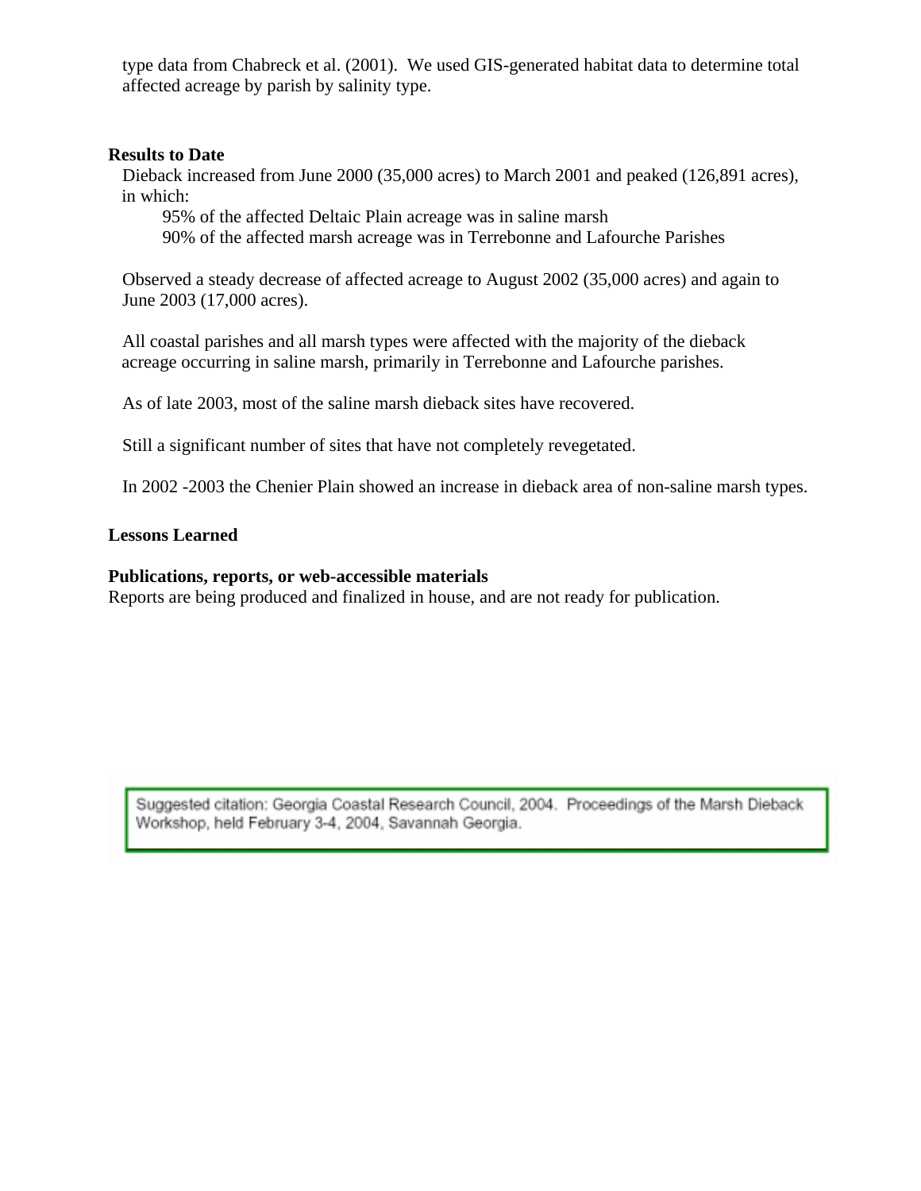type data from Chabreck et al. (2001). We used GIS-generated habitat data to determine total affected acreage by parish by salinity type.

**Results to Date**

Dieback increased from June 2000 (35,000 acres) to March 2001 and peaked (126,891 acres), in which:

95% of the affected Deltaic Plain acreage was in saline marsh
90% of the affected marsh acreage was in Terrebonne and Lafourche Parishes

Observed a steady decrease of affected acreage to August 2002 (35,000 acres) and again to June 2003 (17,000 acres).

All coastal parishes and all marsh types were affected with the majority of the dieback acreage occurring in saline marsh, primarily in Terrebonne and Lafourche parishes.

As of late 2003, most of the saline marsh dieback sites have recovered.

Still a significant number of sites that have not completely revegetated.

In 2002 -2003 the Chenier Plain showed an increase in dieback area of non-saline marsh types.

**Lessons Learned**

**Publications, reports, or web-accessible materials**

Reports are being produced and finalized in house, and are not ready for publication.

Suggested citation: Georgia Coastal Research Council, 2004. Proceedings of the Marsh Dieback Workshop, held February 3-4, 2004, Savannah Georgia.